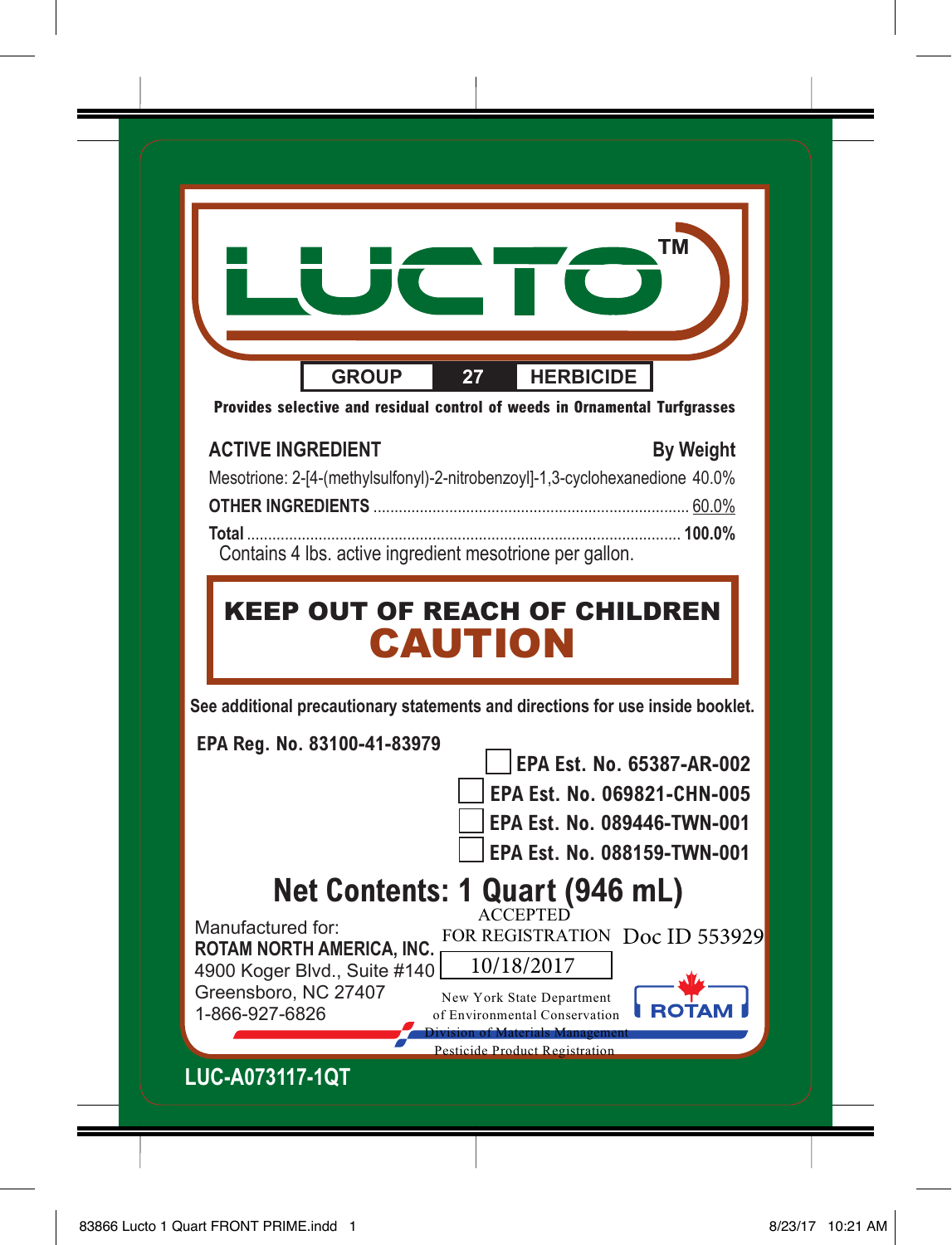# LUCTO™

**GROUP 27 HERBICIDE**

**Provides selective and residual control of weeds in Ornamental Turfgrasses**

| ACTIVE INGREDIENT | By Weight |
|---|---|
| Mesotrione: 2-[4-(methylsulfonyl)-2-nitrobenzoyl]-1,3-cyclohexanedione | 40.0% |
| **OTHER INGREDIENTS** | 60.0% |
| **Total** | **100.0%** |

Contains 4 lbs. active ingredient mesotrione per gallon.

## KEEP OUT OF REACH OF CHILDREN
## CAUTION

**See additional precautionary statements and directions for use inside booklet.**

**EPA Reg. No. 83100-41-83979**

- [ ] **EPA Est. No. 65387-AR-002**
- [ ] **EPA Est. No. 069821-CHN-005**
- [ ] **EPA Est. No. 089446-TWN-001**
- [ ] **EPA Est. No. 088159-TWN-001**

## Net Contents: 1 Quart (946 mL)

Manufactured for:
**ROTAM NORTH AMERICA, INC.**
4900 Koger Blvd., Suite #140
Greensboro, NC 27407
1-866-927-6826

ACCEPTED
FOR REGISTRATION Doc ID 553929
10/18/2017
New York State Department
of Environmental Conservation
Division of Materials Management
Pesticide Product Registration

ROTAM

**LUC-A073117-1QT**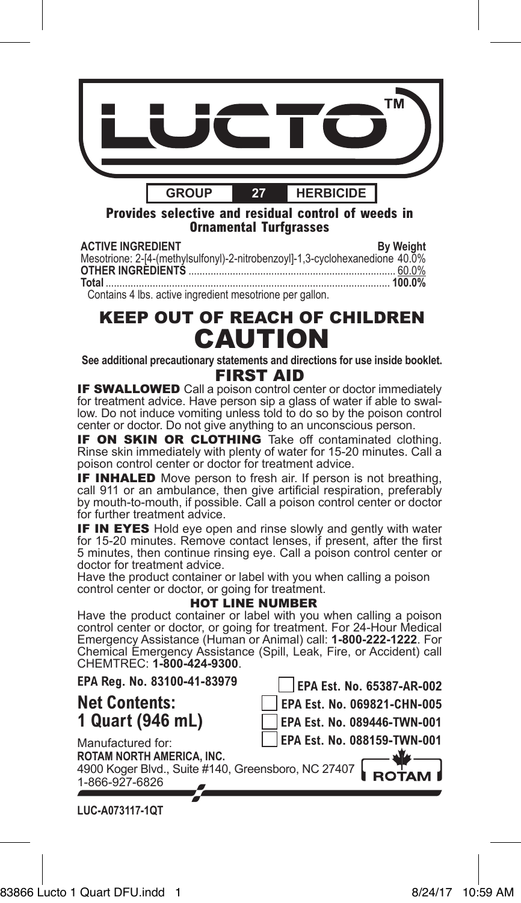# LUCTO™

**GROUP 27 HERBICIDE**

**Provides selective and residual control of weeds in Ornamental Turfgrasses**

| ACTIVE INGREDIENT | By Weight |
|---|---|
| Mesotrione: 2-[4-(methylsulfonyl)-2-nitrobenzoyl]-1,3-cyclohexanedione | 40.0% |
| **OTHER INGREDIENTS** | 60.0% |
| **Total** | **100.0%** |

Contains 4 lbs. active ingredient mesotrione per gallon.

## KEEP OUT OF REACH OF CHILDREN
## CAUTION

**See additional precautionary statements and directions for use inside booklet.**

### FIRST AID

**IF SWALLOWED** Call a poison control center or doctor immediately for treatment advice. Have person sip a glass of water if able to swallow. Do not induce vomiting unless told to do so by the poison control center or doctor. Do not give anything to an unconscious person.

**IF ON SKIN OR CLOTHING** Take off contaminated clothing. Rinse skin immediately with plenty of water for 15-20 minutes. Call a poison control center or doctor for treatment advice.

**IF INHALED** Move person to fresh air. If person is not breathing, call 911 or an ambulance, then give artificial respiration, preferably by mouth-to-mouth, if possible. Call a poison control center or doctor for further treatment advice.

**IF IN EYES** Hold eye open and rinse slowly and gently with water for 15-20 minutes. Remove contact lenses, if present, after the first 5 minutes, then continue rinsing eye. Call a poison control center or doctor for treatment advice.

Have the product container or label with you when calling a poison control center or doctor, or going for treatment.

### HOT LINE NUMBER

Have the product container or label with you when calling a poison control center or doctor, or going for treatment. For 24-Hour Medical Emergency Assistance (Human or Animal) call: **1-800-222-1222**. For Chemical Emergency Assistance (Spill, Leak, Fire, or Accident) call CHEMTREC: **1-800-424-9300**.

**EPA Reg. No. 83100-41-83979**

**Net Contents: 1 Quart (946 mL)**

☐ **EPA Est. No. 65387-AR-002**
☐ **EPA Est. No. 069821-CHN-005**
☐ **EPA Est. No. 089446-TWN-001**
☐ **EPA Est. No. 088159-TWN-001**

Manufactured for:
**ROTAM NORTH AMERICA, INC.**
4900 Koger Blvd., Suite #140, Greensboro, NC 27407
1-866-927-6826

ROTAM

**LUC-A073117-1QT**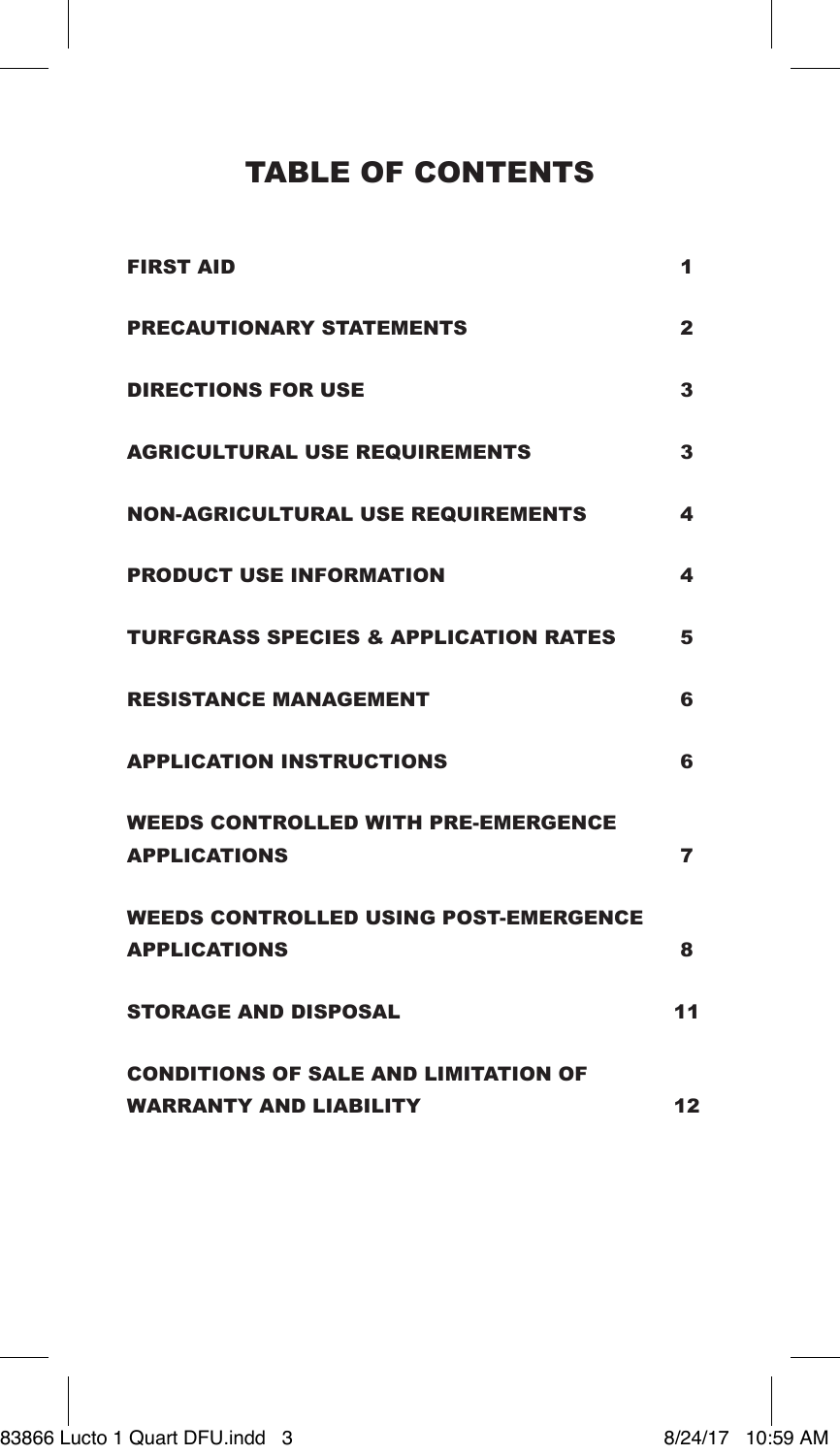# TABLE OF CONTENTS

| | |
|---|---|
| FIRST AID | 1 |
| PRECAUTIONARY STATEMENTS | 2 |
| DIRECTIONS FOR USE | 3 |
| AGRICULTURAL USE REQUIREMENTS | 3 |
| NON-AGRICULTURAL USE REQUIREMENTS | 4 |
| PRODUCT USE INFORMATION | 4 |
| TURFGRASS SPECIES & APPLICATION RATES | 5 |
| RESISTANCE MANAGEMENT | 6 |
| APPLICATION INSTRUCTIONS | 6 |
| WEEDS CONTROLLED WITH PRE-EMERGENCE APPLICATIONS | 7 |
| WEEDS CONTROLLED USING POST-EMERGENCE APPLICATIONS | 8 |
| STORAGE AND DISPOSAL | 11 |
| CONDITIONS OF SALE AND LIMITATION OF WARRANTY AND LIABILITY | 12 |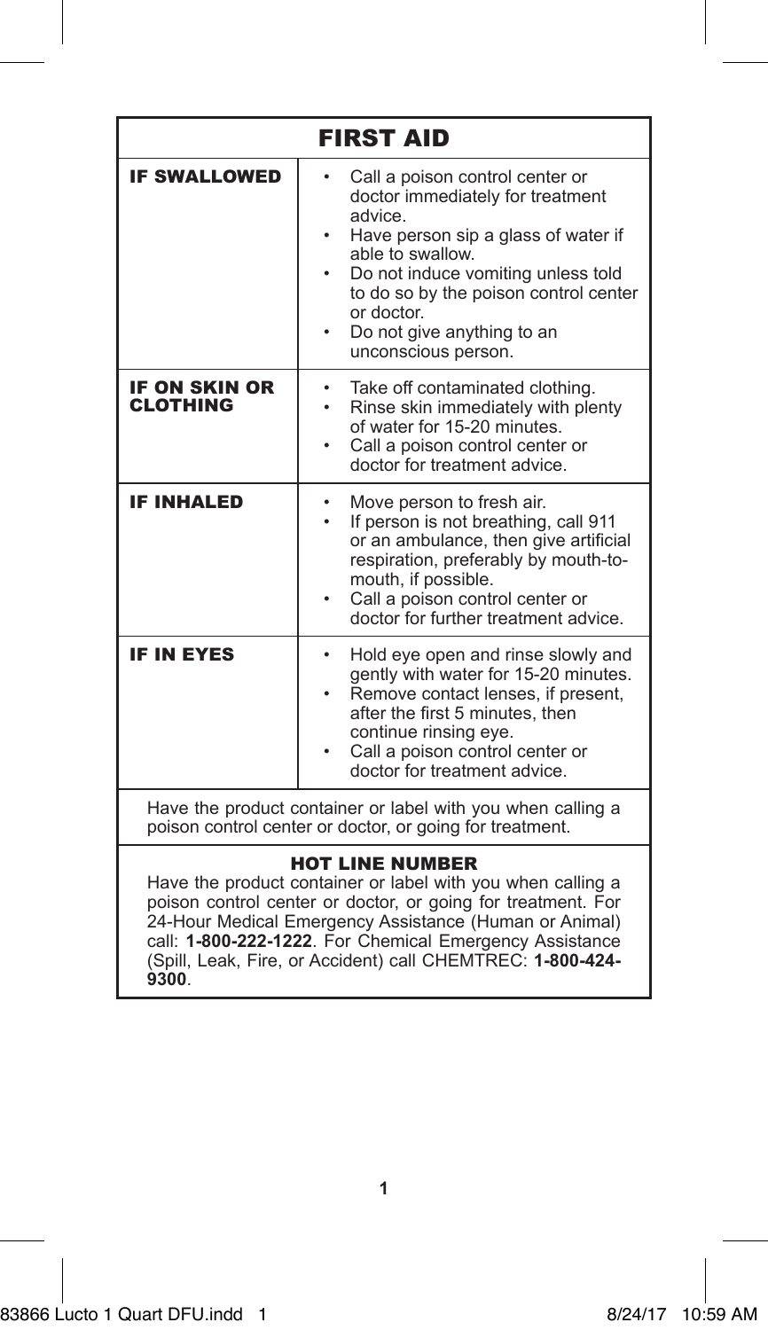| FIRST AID | |
|---|---|
| **IF SWALLOWED** | • Call a poison control center or doctor immediately for treatment advice.<br>• Have person sip a glass of water if able to swallow.<br>• Do not induce vomiting unless told to do so by the poison control center or doctor.<br>• Do not give anything to an unconscious person. |
| **IF ON SKIN OR CLOTHING** | • Take off contaminated clothing.<br>• Rinse skin immediately with plenty of water for 15-20 minutes.<br>• Call a poison control center or doctor for treatment advice. |
| **IF INHALED** | • Move person to fresh air.<br>• If person is not breathing, call 911 or an ambulance, then give artificial respiration, preferably by mouth-to-mouth, if possible.<br>• Call a poison control center or doctor for further treatment advice. |
| **IF IN EYES** | • Hold eye open and rinse slowly and gently with water for 15-20 minutes.<br>• Remove contact lenses, if present, after the first 5 minutes, then continue rinsing eye.<br>• Call a poison control center or doctor for treatment advice. |
| Have the product container or label with you when calling a poison control center or doctor, or going for treatment. | |

**HOT LINE NUMBER**

Have the product container or label with you when calling a poison control center or doctor, or going for treatment. For 24-Hour Medical Emergency Assistance (Human or Animal) call: **1-800-222-1222**. For Chemical Emergency Assistance (Spill, Leak, Fire, or Accident) call CHEMTREC: **1-800-424-9300**.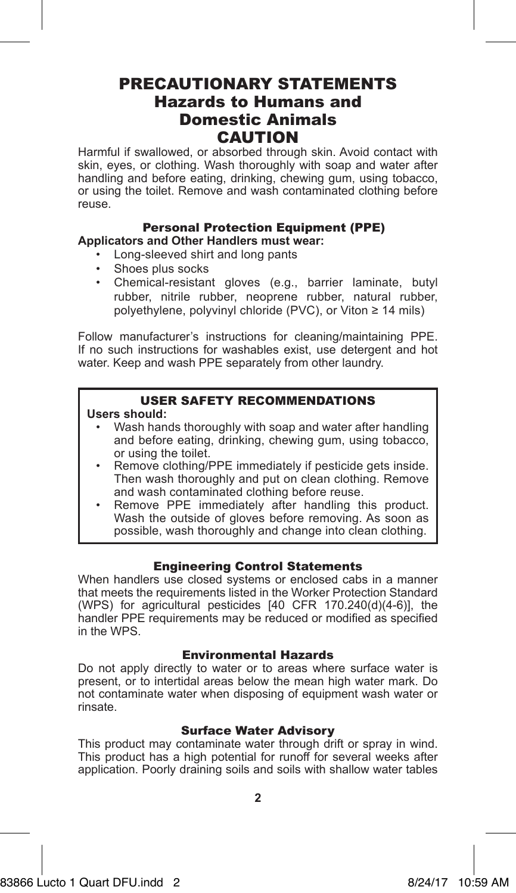# PRECAUTIONARY STATEMENTS

## Hazards to Humans and Domestic Animals

## CAUTION

Harmful if swallowed, or absorbed through skin. Avoid contact with skin, eyes, or clothing. Wash thoroughly with soap and water after handling and before eating, drinking, chewing gum, using tobacco, or using the toilet. Remove and wash contaminated clothing before reuse.

### Personal Protection Equipment (PPE)

**Applicators and Other Handlers must wear:**

- Long-sleeved shirt and long pants
- Shoes plus socks
- Chemical-resistant gloves (e.g., barrier laminate, butyl rubber, nitrile rubber, neoprene rubber, natural rubber, polyethylene, polyvinyl chloride (PVC), or Viton ≥ 14 mils)

Follow manufacturer's instructions for cleaning/maintaining PPE. If no such instructions for washables exist, use detergent and hot water. Keep and wash PPE separately from other laundry.

### USER SAFETY RECOMMENDATIONS

**Users should:**

- Wash hands thoroughly with soap and water after handling and before eating, drinking, chewing gum, using tobacco, or using the toilet.
- Remove clothing/PPE immediately if pesticide gets inside. Then wash thoroughly and put on clean clothing. Remove and wash contaminated clothing before reuse.
- Remove PPE immediately after handling this product. Wash the outside of gloves before removing. As soon as possible, wash thoroughly and change into clean clothing.

### Engineering Control Statements

When handlers use closed systems or enclosed cabs in a manner that meets the requirements listed in the Worker Protection Standard (WPS) for agricultural pesticides [40 CFR 170.240(d)(4-6)], the handler PPE requirements may be reduced or modified as specified in the WPS.

### Environmental Hazards

Do not apply directly to water or to areas where surface water is present, or to intertidal areas below the mean high water mark. Do not contaminate water when disposing of equipment wash water or rinsate.

### Surface Water Advisory

This product may contaminate water through drift or spray in wind. This product has a high potential for runoff for several weeks after application. Poorly draining soils and soils with shallow water tables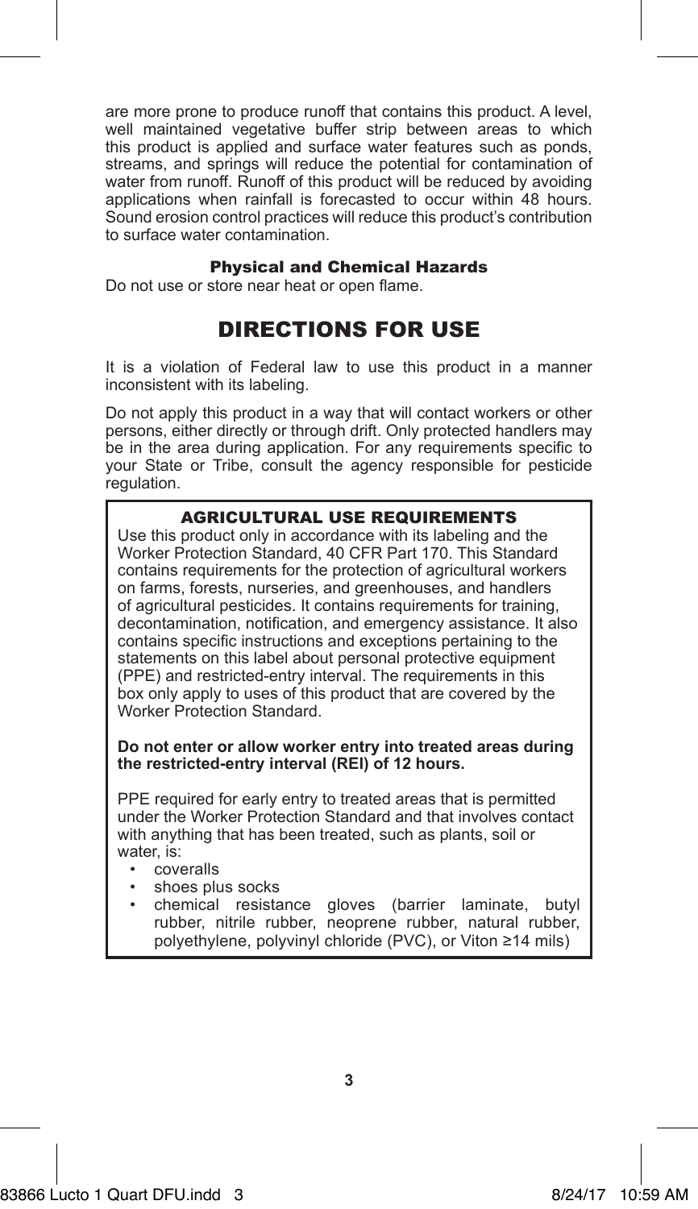are more prone to produce runoff that contains this product. A level, well maintained vegetative buffer strip between areas to which this product is applied and surface water features such as ponds, streams, and springs will reduce the potential for contamination of water from runoff. Runoff of this product will be reduced by avoiding applications when rainfall is forecasted to occur within 48 hours. Sound erosion control practices will reduce this product's contribution to surface water contamination.

### Physical and Chemical Hazards

Do not use or store near heat or open flame.

## DIRECTIONS FOR USE

It is a violation of Federal law to use this product in a manner inconsistent with its labeling.

Do not apply this product in a way that will contact workers or other persons, either directly or through drift. Only protected handlers may be in the area during application. For any requirements specific to your State or Tribe, consult the agency responsible for pesticide regulation.

### AGRICULTURAL USE REQUIREMENTS

Use this product only in accordance with its labeling and the Worker Protection Standard, 40 CFR Part 170. This Standard contains requirements for the protection of agricultural workers on farms, forests, nurseries, and greenhouses, and handlers of agricultural pesticides. It contains requirements for training, decontamination, notification, and emergency assistance. It also contains specific instructions and exceptions pertaining to the statements on this label about personal protective equipment (PPE) and restricted-entry interval. The requirements in this box only apply to uses of this product that are covered by the Worker Protection Standard.

**Do not enter or allow worker entry into treated areas during the restricted-entry interval (REI) of 12 hours.**

PPE required for early entry to treated areas that is permitted under the Worker Protection Standard and that involves contact with anything that has been treated, such as plants, soil or water, is:

- coveralls
- shoes plus socks
- chemical resistance gloves (barrier laminate, butyl rubber, nitrile rubber, neoprene rubber, natural rubber, polyethylene, polyvinyl chloride (PVC), or Viton ≥14 mils)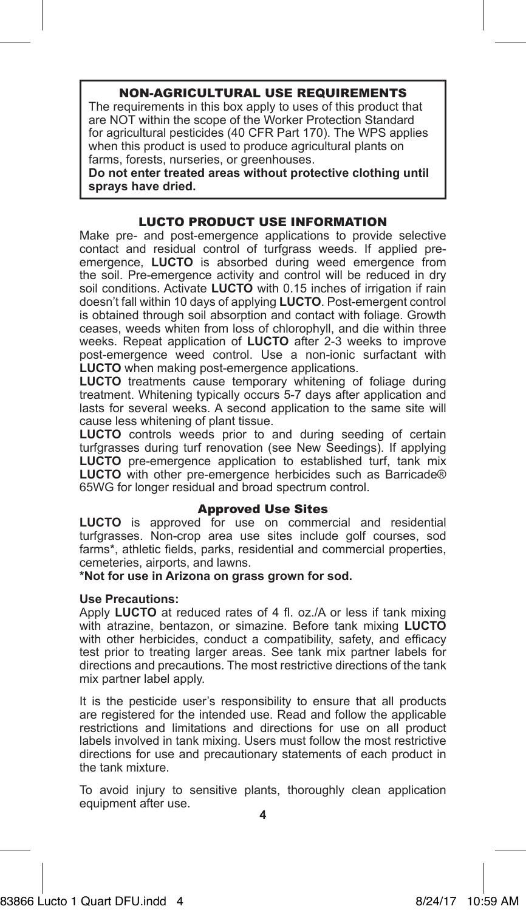## NON-AGRICULTURAL USE REQUIREMENTS

The requirements in this box apply to uses of this product that are NOT within the scope of the Worker Protection Standard for agricultural pesticides (40 CFR Part 170). The WPS applies when this product is used to produce agricultural plants on farms, forests, nurseries, or greenhouses.

**Do not enter treated areas without protective clothing until sprays have dried.**

## LUCTO PRODUCT USE INFORMATION

Make pre- and post-emergence applications to provide selective contact and residual control of turfgrass weeds. If applied pre-emergence, **LUCTO** is absorbed during weed emergence from the soil. Pre-emergence activity and control will be reduced in dry soil conditions. Activate **LUCTO** with 0.15 inches of irrigation if rain doesn't fall within 10 days of applying **LUCTO**. Post-emergent control is obtained through soil absorption and contact with foliage. Growth ceases, weeds whiten from loss of chlorophyll, and die within three weeks. Repeat application of **LUCTO** after 2-3 weeks to improve post-emergence weed control. Use a non-ionic surfactant with **LUCTO** when making post-emergence applications.

**LUCTO** treatments cause temporary whitening of foliage during treatment. Whitening typically occurs 5-7 days after application and lasts for several weeks. A second application to the same site will cause less whitening of plant tissue.

**LUCTO** controls weeds prior to and during seeding of certain turfgrasses during turf renovation (see New Seedings). If applying **LUCTO** pre-emergence application to established turf, tank mix **LUCTO** with other pre-emergence herbicides such as Barricade® 65WG for longer residual and broad spectrum control.

### Approved Use Sites

**LUCTO** is approved for use on commercial and residential turfgrasses. Non-crop area use sites include golf courses, sod farms*, athletic fields, parks, residential and commercial properties, cemeteries, airports, and lawns.

**\*Not for use in Arizona on grass grown for sod.**

**Use Precautions:**

Apply **LUCTO** at reduced rates of 4 fl. oz./A or less if tank mixing with atrazine, bentazon, or simazine. Before tank mixing **LUCTO** with other herbicides, conduct a compatibility, safety, and efficacy test prior to treating larger areas. See tank mix partner labels for directions and precautions. The most restrictive directions of the tank mix partner label apply.

It is the pesticide user's responsibility to ensure that all products are registered for the intended use. Read and follow the applicable restrictions and limitations and directions for use on all product labels involved in tank mixing. Users must follow the most restrictive directions for use and precautionary statements of each product in the tank mixture.

To avoid injury to sensitive plants, thoroughly clean application equipment after use.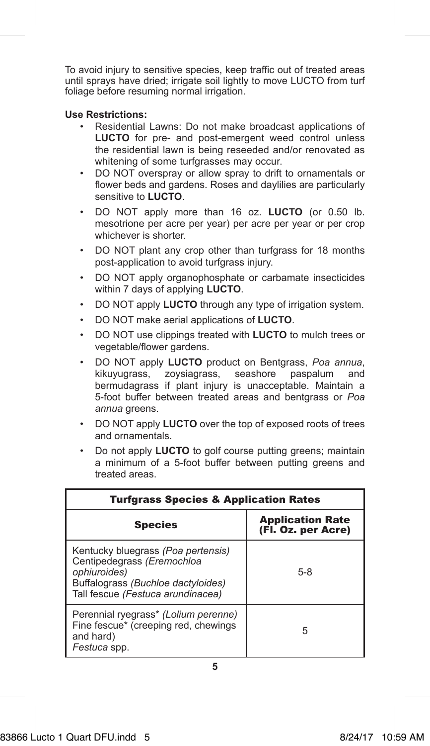To avoid injury to sensitive species, keep traffic out of treated areas until sprays have dried; irrigate soil lightly to move LUCTO from turf foliage before resuming normal irrigation.

**Use Restrictions:**

- Residential Lawns: Do not make broadcast applications of **LUCTO** for pre- and post-emergent weed control unless the residential lawn is being reseeded and/or renovated as whitening of some turfgrasses may occur.
- DO NOT overspray or allow spray to drift to ornamentals or flower beds and gardens. Roses and daylilies are particularly sensitive to **LUCTO**.
- DO NOT apply more than 16 oz. **LUCTO** (or 0.50 lb. mesotrione per acre per year) per acre per year or per crop whichever is shorter.
- DO NOT plant any crop other than turfgrass for 18 months post-application to avoid turfgrass injury.
- DO NOT apply organophosphate or carbamate insecticides within 7 days of applying **LUCTO**.
- DO NOT apply **LUCTO** through any type of irrigation system.
- DO NOT make aerial applications of **LUCTO**.
- DO NOT use clippings treated with **LUCTO** to mulch trees or vegetable/flower gardens.
- DO NOT apply **LUCTO** product on Bentgrass, *Poa annua*, kikuyugrass, zoysiagrass, seashore paspalum and bermudagrass if plant injury is unacceptable. Maintain a 5-foot buffer between treated areas and bentgrass or *Poa annua* greens.
- DO NOT apply **LUCTO** over the top of exposed roots of trees and ornamentals.
- Do not apply **LUCTO** to golf course putting greens; maintain a minimum of a 5-foot buffer between putting greens and treated areas.

| Turfgrass Species & Application Rates | |
|---|---|
| **Species** | **Application Rate (Fl. Oz. per Acre)** |
| Kentucky bluegrass *(Poa pertensis)*<br>Centipedegrass *(Eremochloa ophiuroides)*<br>Buffalograss *(Buchloe dactyloides)*<br>Tall fescue *(Festuca arundinacea)* | 5-8 |
| Perennial ryegrass* *(Lolium perenne)*<br>Fine fescue* (creeping red, chewings and hard)<br>*Festuca* spp. | 5 |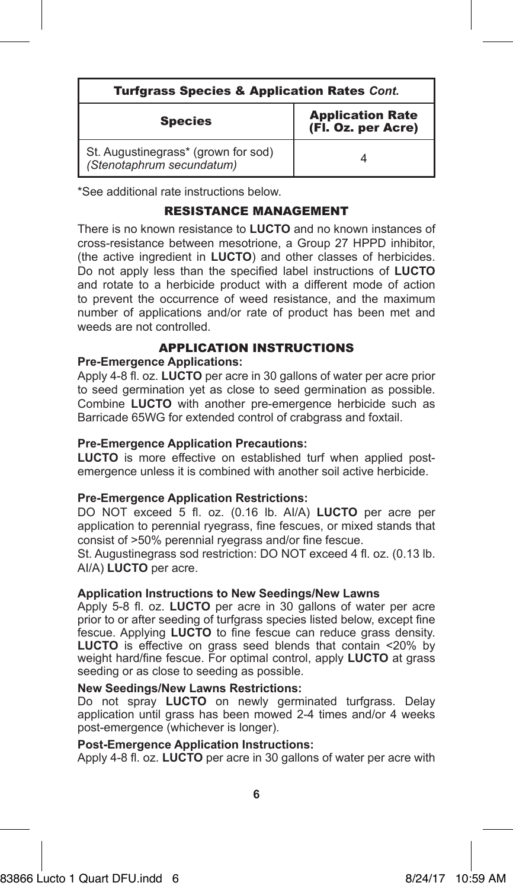| Turfgrass Species & Application Rates *Cont.* | |
|---|---|
| **Species** | **Application Rate (Fl. Oz. per Acre)** |
| St. Augustinegrass* (grown for sod) *(Stenotaphrum secundatum)* | 4 |

*See additional rate instructions below.

## RESISTANCE MANAGEMENT

There is no known resistance to **LUCTO** and no known instances of cross-resistance between mesotrione, a Group 27 HPPD inhibitor, (the active ingredient in **LUCTO**) and other classes of herbicides. Do not apply less than the specified label instructions of **LUCTO** and rotate to a herbicide product with a different mode of action to prevent the occurrence of weed resistance, and the maximum number of applications and/or rate of product has been met and weeds are not controlled.

## APPLICATION INSTRUCTIONS

**Pre-Emergence Applications:**

Apply 4-8 fl. oz. **LUCTO** per acre in 30 gallons of water per acre prior to seed germination yet as close to seed germination as possible. Combine **LUCTO** with another pre-emergence herbicide such as Barricade 65WG for extended control of crabgrass and foxtail.

**Pre-Emergence Application Precautions:**

**LUCTO** is more effective on established turf when applied post-emergence unless it is combined with another soil active herbicide.

**Pre-Emergence Application Restrictions:**

DO NOT exceed 5 fl. oz. (0.16 lb. AI/A) **LUCTO** per acre per application to perennial ryegrass, fine fescues, or mixed stands that consist of >50% perennial ryegrass and/or fine fescue.

St. Augustinegrass sod restriction: DO NOT exceed 4 fl. oz. (0.13 lb. AI/A) **LUCTO** per acre.

**Application Instructions to New Seedings/New Lawns**

Apply 5-8 fl. oz. **LUCTO** per acre in 30 gallons of water per acre prior to or after seeding of turfgrass species listed below, except fine fescue. Applying **LUCTO** to fine fescue can reduce grass density. **LUCTO** is effective on grass seed blends that contain <20% by weight hard/fine fescue. For optimal control, apply **LUCTO** at grass seeding or as close to seeding as possible.

**New Seedings/New Lawns Restrictions:**

Do not spray **LUCTO** on newly germinated turfgrass. Delay application until grass has been mowed 2-4 times and/or 4 weeks post-emergence (whichever is longer).

**Post-Emergence Application Instructions:**

Apply 4-8 fl. oz. **LUCTO** per acre in 30 gallons of water per acre with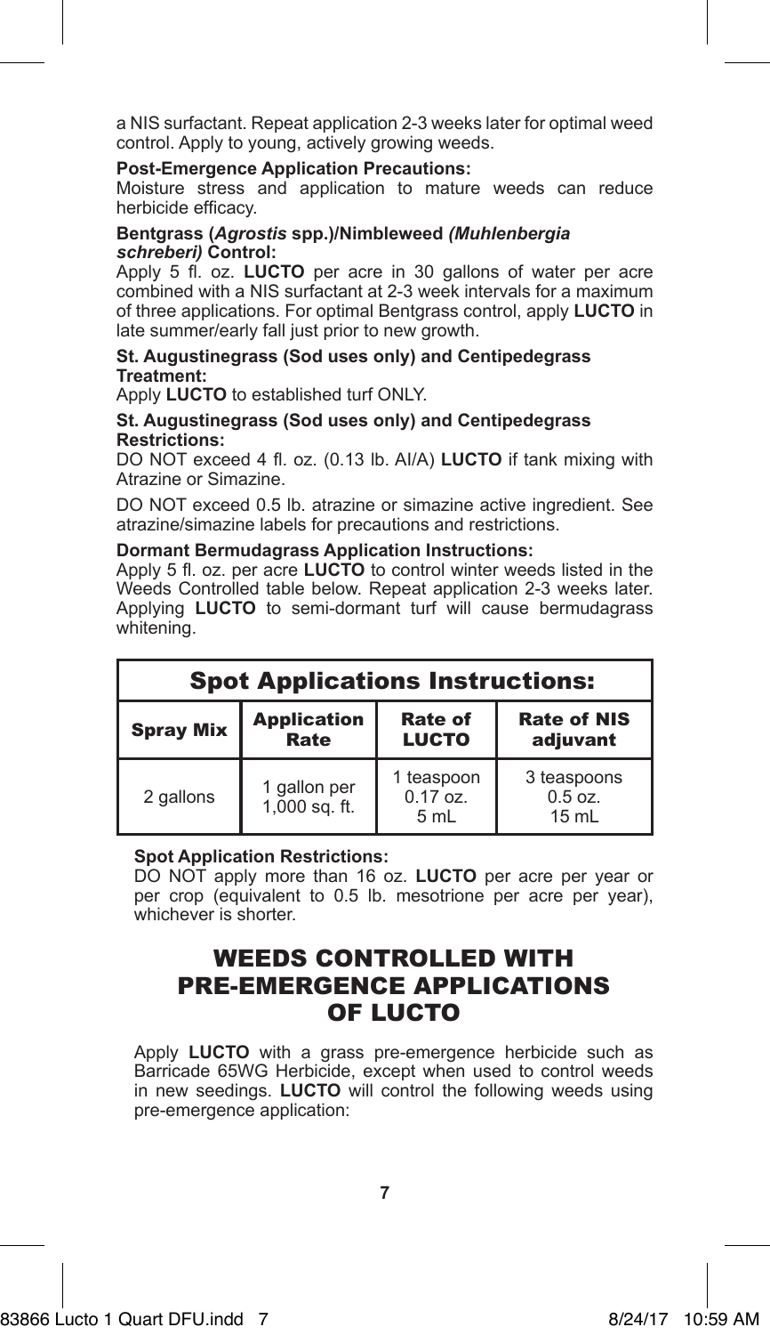a NIS surfactant. Repeat application 2-3 weeks later for optimal weed control. Apply to young, actively growing weeds.

**Post-Emergence Application Precautions:**
Moisture stress and application to mature weeds can reduce herbicide efficacy.

**Bentgrass (*Agrostis* spp.)/Nimbleweed *(Muhlenbergia schreberi)* Control:**
Apply 5 fl. oz. **LUCTO** per acre in 30 gallons of water per acre combined with a NIS surfactant at 2-3 week intervals for a maximum of three applications. For optimal Bentgrass control, apply **LUCTO** in late summer/early fall just prior to new growth.

**St. Augustinegrass (Sod uses only) and Centipedegrass Treatment:**
Apply **LUCTO** to established turf ONLY.

**St. Augustinegrass (Sod uses only) and Centipedegrass Restrictions:**
DO NOT exceed 4 fl. oz. (0.13 lb. AI/A) **LUCTO** if tank mixing with Atrazine or Simazine.

DO NOT exceed 0.5 lb. atrazine or simazine active ingredient. See atrazine/simazine labels for precautions and restrictions.

**Dormant Bermudagrass Application Instructions:**
Apply 5 fl. oz. per acre **LUCTO** to control winter weeds listed in the Weeds Controlled table below. Repeat application 2-3 weeks later. Applying **LUCTO** to semi-dormant turf will cause bermudagrass whitening.

## Spot Applications Instructions:

| Spray Mix | Application Rate | Rate of LUCTO | Rate of NIS adjuvant |
|---|---|---|---|
| 2 gallons | 1 gallon per 1,000 sq. ft. | 1 teaspoon 0.17 oz. 5 mL | 3 teaspoons 0.5 oz. 15 mL |

**Spot Application Restrictions:**
DO NOT apply more than 16 oz. **LUCTO** per acre per year or per crop (equivalent to 0.5 lb. mesotrione per acre per year), whichever is shorter.

## WEEDS CONTROLLED WITH PRE-EMERGENCE APPLICATIONS OF LUCTO

Apply **LUCTO** with a grass pre-emergence herbicide such as Barricade 65WG Herbicide, except when used to control weeds in new seedings. **LUCTO** will control the following weeds using pre-emergence application: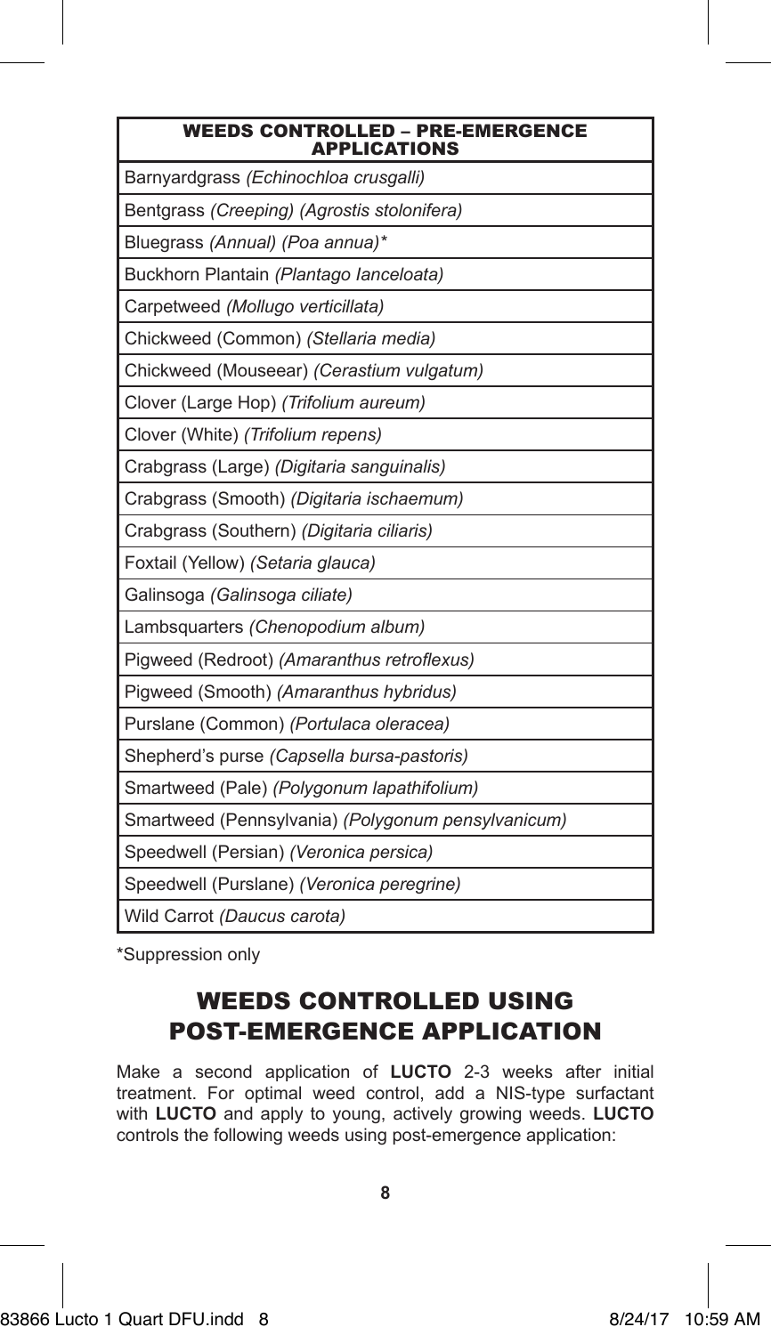| WEEDS CONTROLLED – PRE-EMERGENCE APPLICATIONS |
| --- |
| Barnyardgrass *(Echinochloa crusgalli)* |
| Bentgrass *(Creeping) (Agrostis stolonifera)* |
| Bluegrass *(Annual) (Poa annua)** |
| Buckhorn Plantain *(Plantago Ianceloata)* |
| Carpetweed *(Mollugo verticillata)* |
| Chickweed (Common) *(Stellaria media)* |
| Chickweed (Mouseear) *(Cerastium vulgatum)* |
| Clover (Large Hop) *(Trifolium aureum)* |
| Clover (White) *(Trifolium repens)* |
| Crabgrass (Large) *(Digitaria sanguinalis)* |
| Crabgrass (Smooth) *(Digitaria ischaemum)* |
| Crabgrass (Southern) *(Digitaria ciliaris)* |
| Foxtail (Yellow) *(Setaria glauca)* |
| Galinsoga *(Galinsoga ciliate)* |
| Lambsquarters *(Chenopodium album)* |
| Pigweed (Redroot) *(Amaranthus retroflexus)* |
| Pigweed (Smooth) *(Amaranthus hybridus)* |
| Purslane (Common) *(Portulaca oleracea)* |
| Shepherd's purse *(Capsella bursa-pastoris)* |
| Smartweed (Pale) *(Polygonum lapathifolium)* |
| Smartweed (Pennsylvania) *(Polygonum pensylvanicum)* |
| Speedwell (Persian) *(Veronica persica)* |
| Speedwell (Purslane) *(Veronica peregrine)* |
| Wild Carrot *(Daucus carota)* |

*Suppression only

## WEEDS CONTROLLED USING POST-EMERGENCE APPLICATION

Make a second application of **LUCTO** 2-3 weeks after initial treatment. For optimal weed control, add a NIS-type surfactant with **LUCTO** and apply to young, actively growing weeds. **LUCTO** controls the following weeds using post-emergence application: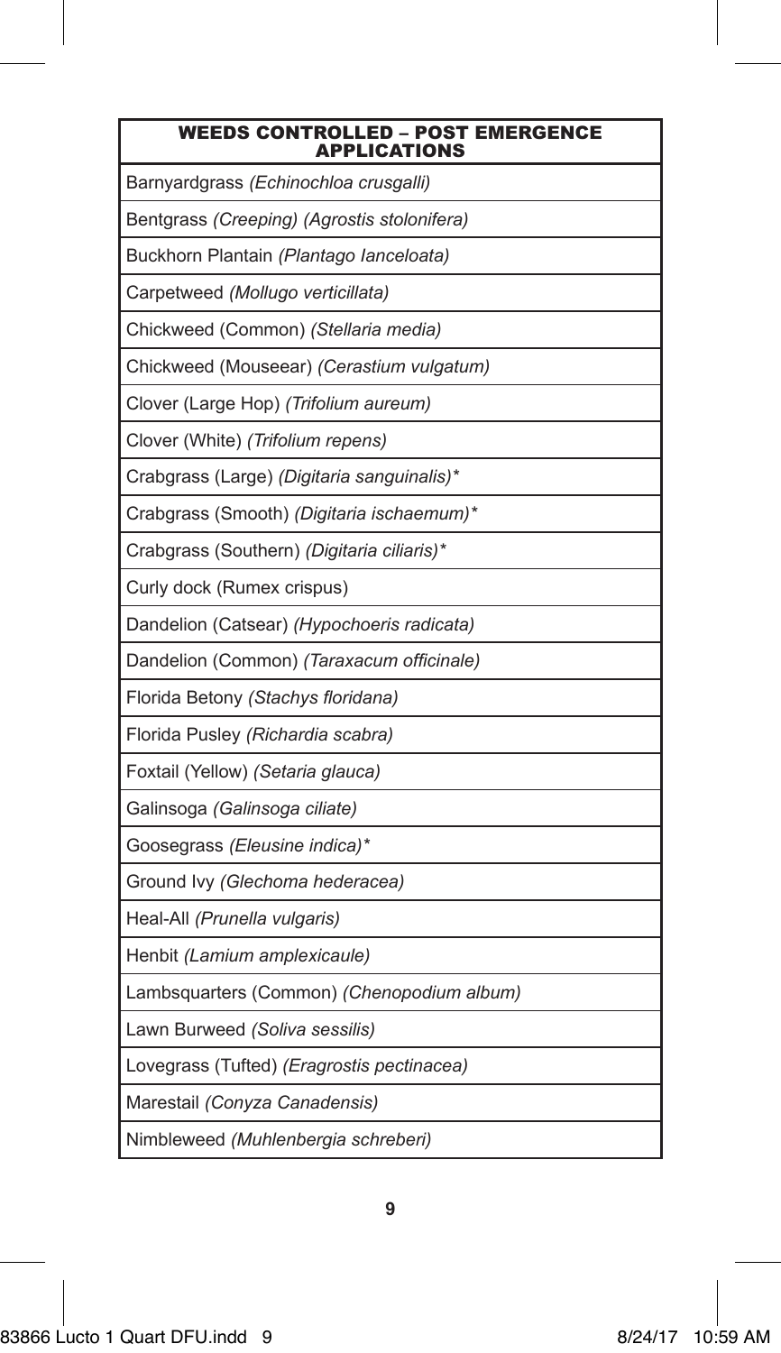| WEEDS CONTROLLED – POST EMERGENCE APPLICATIONS |
| --- |
| Barnyardgrass *(Echinochloa crusgalli)* |
| Bentgrass *(Creeping) (Agrostis stolonifera)* |
| Buckhorn Plantain *(Plantago Ianceloata)* |
| Carpetweed *(Mollugo verticillata)* |
| Chickweed (Common) *(Stellaria media)* |
| Chickweed (Mouseear) *(Cerastium vulgatum)* |
| Clover (Large Hop) *(Trifolium aureum)* |
| Clover (White) *(Trifolium repens)* |
| Crabgrass (Large) *(Digitaria sanguinalis)** |
| Crabgrass (Smooth) *(Digitaria ischaemum)** |
| Crabgrass (Southern) *(Digitaria ciliaris)** |
| Curly dock (Rumex crispus) |
| Dandelion (Catsear) *(Hypochoeris radicata)* |
| Dandelion (Common) *(Taraxacum officinale)* |
| Florida Betony *(Stachys floridana)* |
| Florida Pusley *(Richardia scabra)* |
| Foxtail (Yellow) *(Setaria glauca)* |
| Galinsoga *(Galinsoga ciliate)* |
| Goosegrass *(Eleusine indica)** |
| Ground Ivy *(Glechoma hederacea)* |
| Heal-All *(Prunella vulgaris)* |
| Henbit *(Lamium amplexicaule)* |
| Lambsquarters (Common) *(Chenopodium album)* |
| Lawn Burweed *(Soliva sessilis)* |
| Lovegrass (Tufted) *(Eragrostis pectinacea)* |
| Marestail *(Conyza Canadensis)* |
| Nimbleweed *(Muhlenbergia schreberi)* |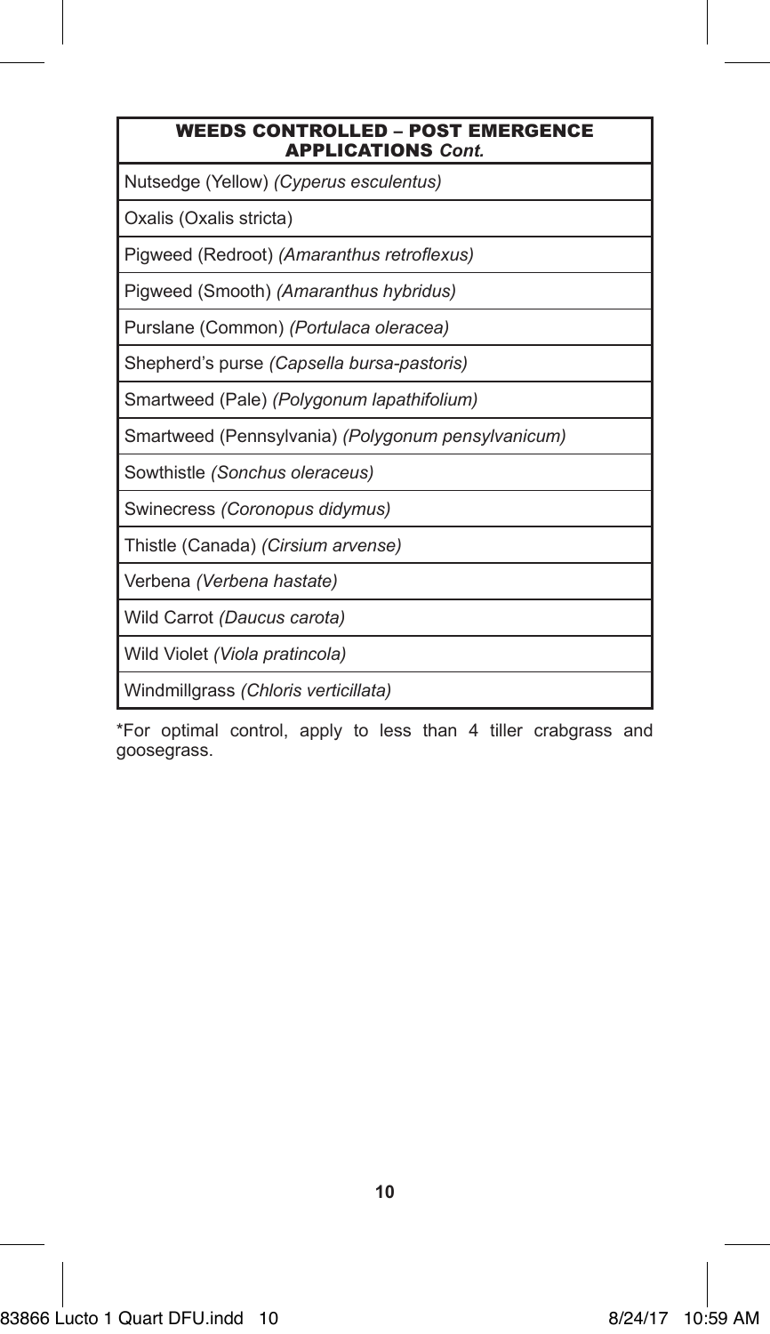| WEEDS CONTROLLED – POST EMERGENCE APPLICATIONS *Cont.* |
|---|
| Nutsedge (Yellow) *(Cyperus esculentus)* |
| Oxalis (Oxalis stricta) |
| Pigweed (Redroot) *(Amaranthus retroflexus)* |
| Pigweed (Smooth) *(Amaranthus hybridus)* |
| Purslane (Common) *(Portulaca oleracea)* |
| Shepherd's purse *(Capsella bursa-pastoris)* |
| Smartweed (Pale) *(Polygonum lapathifolium)* |
| Smartweed (Pennsylvania) *(Polygonum pensylvanicum)* |
| Sowthistle *(Sonchus oleraceus)* |
| Swinecress *(Coronopus didymus)* |
| Thistle (Canada) *(Cirsium arvense)* |
| Verbena *(Verbena hastate)* |
| Wild Carrot *(Daucus carota)* |
| Wild Violet *(Viola pratincola)* |
| Windmillgrass *(Chloris verticillata)* |

*For optimal control, apply to less than 4 tiller crabgrass and goosegrass.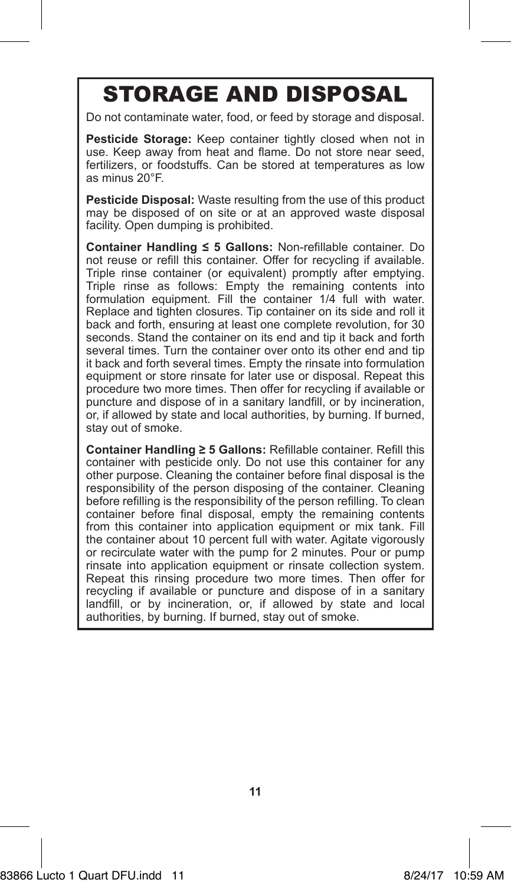# STORAGE AND DISPOSAL

Do not contaminate water, food, or feed by storage and disposal.

**Pesticide Storage:** Keep container tightly closed when not in use. Keep away from heat and flame. Do not store near seed, fertilizers, or foodstuffs. Can be stored at temperatures as low as minus 20°F.

**Pesticide Disposal:** Waste resulting from the use of this product may be disposed of on site or at an approved waste disposal facility. Open dumping is prohibited.

**Container Handling ≤ 5 Gallons:** Non-refillable container. Do not reuse or refill this container. Offer for recycling if available. Triple rinse container (or equivalent) promptly after emptying. Triple rinse as follows: Empty the remaining contents into formulation equipment. Fill the container 1/4 full with water. Replace and tighten closures. Tip container on its side and roll it back and forth, ensuring at least one complete revolution, for 30 seconds. Stand the container on its end and tip it back and forth several times. Turn the container over onto its other end and tip it back and forth several times. Empty the rinsate into formulation equipment or store rinsate for later use or disposal. Repeat this procedure two more times. Then offer for recycling if available or puncture and dispose of in a sanitary landfill, or by incineration, or, if allowed by state and local authorities, by burning. If burned, stay out of smoke.

**Container Handling ≥ 5 Gallons:** Refillable container. Refill this container with pesticide only. Do not use this container for any other purpose. Cleaning the container before final disposal is the responsibility of the person disposing of the container. Cleaning before refilling is the responsibility of the person refilling. To clean container before final disposal, empty the remaining contents from this container into application equipment or mix tank. Fill the container about 10 percent full with water. Agitate vigorously or recirculate water with the pump for 2 minutes. Pour or pump rinsate into application equipment or rinsate collection system. Repeat this rinsing procedure two more times. Then offer for recycling if available or puncture and dispose of in a sanitary landfill, or by incineration, or, if allowed by state and local authorities, by burning. If burned, stay out of smoke.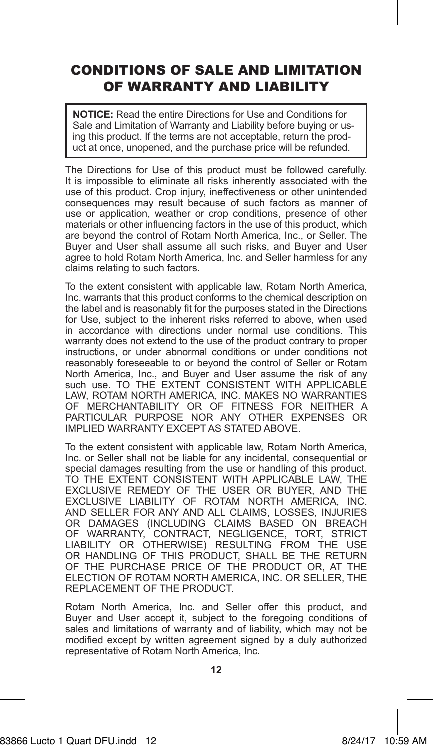# CONDITIONS OF SALE AND LIMITATION OF WARRANTY AND LIABILITY

**NOTICE:** Read the entire Directions for Use and Conditions for Sale and Limitation of Warranty and Liability before buying or using this product. If the terms are not acceptable, return the product at once, unopened, and the purchase price will be refunded.

The Directions for Use of this product must be followed carefully. It is impossible to eliminate all risks inherently associated with the use of this product. Crop injury, ineffectiveness or other unintended consequences may result because of such factors as manner of use or application, weather or crop conditions, presence of other materials or other influencing factors in the use of this product, which are beyond the control of Rotam North America, Inc., or Seller. The Buyer and User shall assume all such risks, and Buyer and User agree to hold Rotam North America, Inc. and Seller harmless for any claims relating to such factors.

To the extent consistent with applicable law, Rotam North America, Inc. warrants that this product conforms to the chemical description on the label and is reasonably fit for the purposes stated in the Directions for Use, subject to the inherent risks referred to above, when used in accordance with directions under normal use conditions. This warranty does not extend to the use of the product contrary to proper instructions, or under abnormal conditions or under conditions not reasonably foreseeable to or beyond the control of Seller or Rotam North America, Inc., and Buyer and User assume the risk of any such use. TO THE EXTENT CONSISTENT WITH APPLICABLE LAW, ROTAM NORTH AMERICA, INC. MAKES NO WARRANTIES OF MERCHANTABILITY OR OF FITNESS FOR NEITHER A PARTICULAR PURPOSE NOR ANY OTHER EXPENSES OR IMPLIED WARRANTY EXCEPT AS STATED ABOVE.

To the extent consistent with applicable law, Rotam North America, Inc. or Seller shall not be liable for any incidental, consequential or special damages resulting from the use or handling of this product. TO THE EXTENT CONSISTENT WITH APPLICABLE LAW, THE EXCLUSIVE REMEDY OF THE USER OR BUYER, AND THE EXCLUSIVE LIABILITY OF ROTAM NORTH AMERICA, INC. AND SELLER FOR ANY AND ALL CLAIMS, LOSSES, INJURIES OR DAMAGES (INCLUDING CLAIMS BASED ON BREACH OF WARRANTY, CONTRACT, NEGLIGENCE, TORT, STRICT LIABILITY OR OTHERWISE) RESULTING FROM THE USE OR HANDLING OF THIS PRODUCT, SHALL BE THE RETURN OF THE PURCHASE PRICE OF THE PRODUCT OR, AT THE ELECTION OF ROTAM NORTH AMERICA, INC. OR SELLER, THE REPLACEMENT OF THE PRODUCT.

Rotam North America, Inc. and Seller offer this product, and Buyer and User accept it, subject to the foregoing conditions of sales and limitations of warranty and of liability, which may not be modified except by written agreement signed by a duly authorized representative of Rotam North America, Inc.